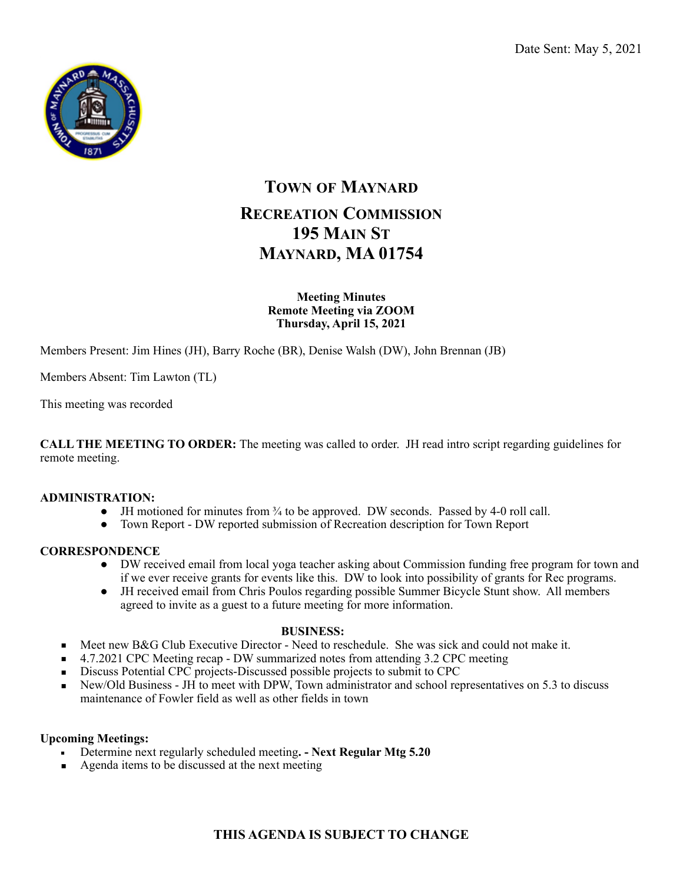Date Sent: May 5, 2021

# Town of Maynard

## Recreation Commission
## 195 Main St
## Maynard, MA 01754

**Meeting Minutes**
**Remote Meeting via ZOOM**
**Thursday, April 15, 2021**

Members Present: Jim Hines (JH), Barry Roche (BR), Denise Walsh (DW), John Brennan (JB)

Members Absent: Tim Lawton (TL)

This meeting was recorded

**CALL THE MEETING TO ORDER:** The meeting was called to order. JH read intro script regarding guidelines for remote meeting.

**ADMINISTRATION:**

- JH motioned for minutes from ¾ to be approved. DW seconds. Passed by 4-0 roll call.
- Town Report - DW reported submission of Recreation description for Town Report

**CORRESPONDENCE**

- DW received email from local yoga teacher asking about Commission funding free program for town and if we ever receive grants for events like this. DW to look into possibility of grants for Rec programs.
- JH received email from Chris Poulos regarding possible Summer Bicycle Stunt show. All members agreed to invite as a guest to a future meeting for more information.

**BUSINESS:**

- Meet new B&G Club Executive Director - Need to reschedule. She was sick and could not make it.
- 4.7.2021 CPC Meeting recap - DW summarized notes from attending 3.2 CPC meeting
- Discuss Potential CPC projects-Discussed possible projects to submit to CPC
- New/Old Business - JH to meet with DPW, Town administrator and school representatives on 5.3 to discuss maintenance of Fowler field as well as other fields in town

**Upcoming Meetings:**

- Determine next regularly scheduled meeting**. - Next Regular Mtg 5.20**
- Agenda items to be discussed at the next meeting

**THIS AGENDA IS SUBJECT TO CHANGE**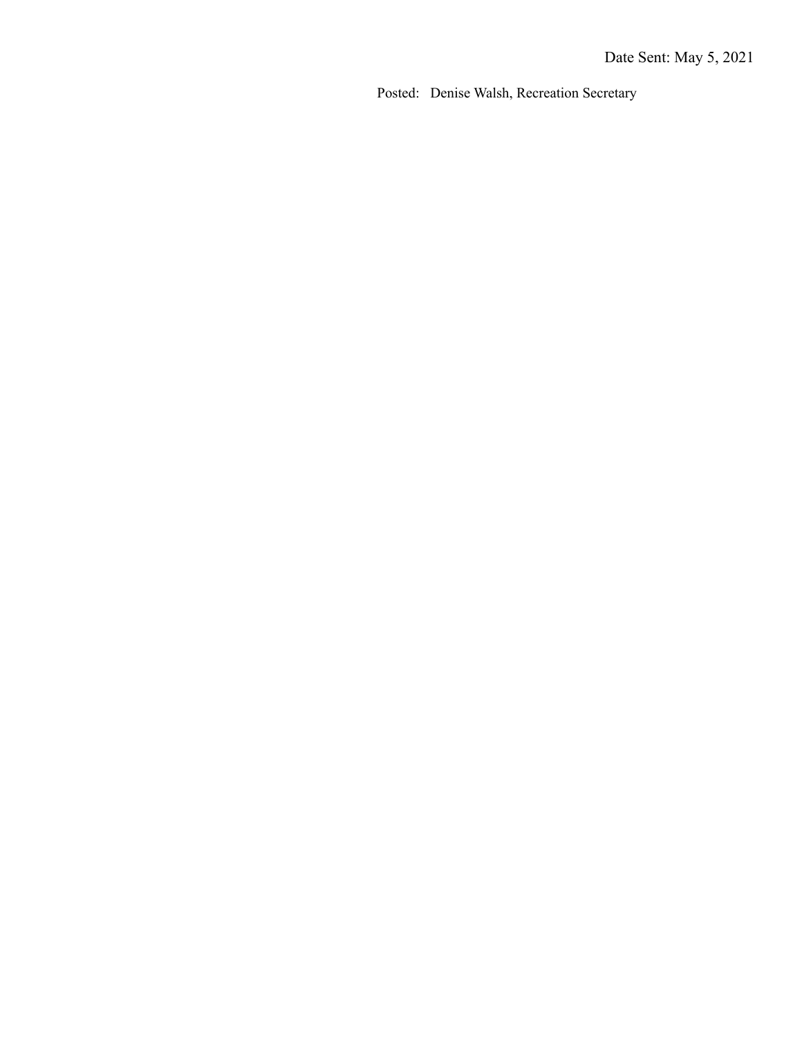Date Sent: May 5, 2021

Posted: Denise Walsh, Recreation Secretary